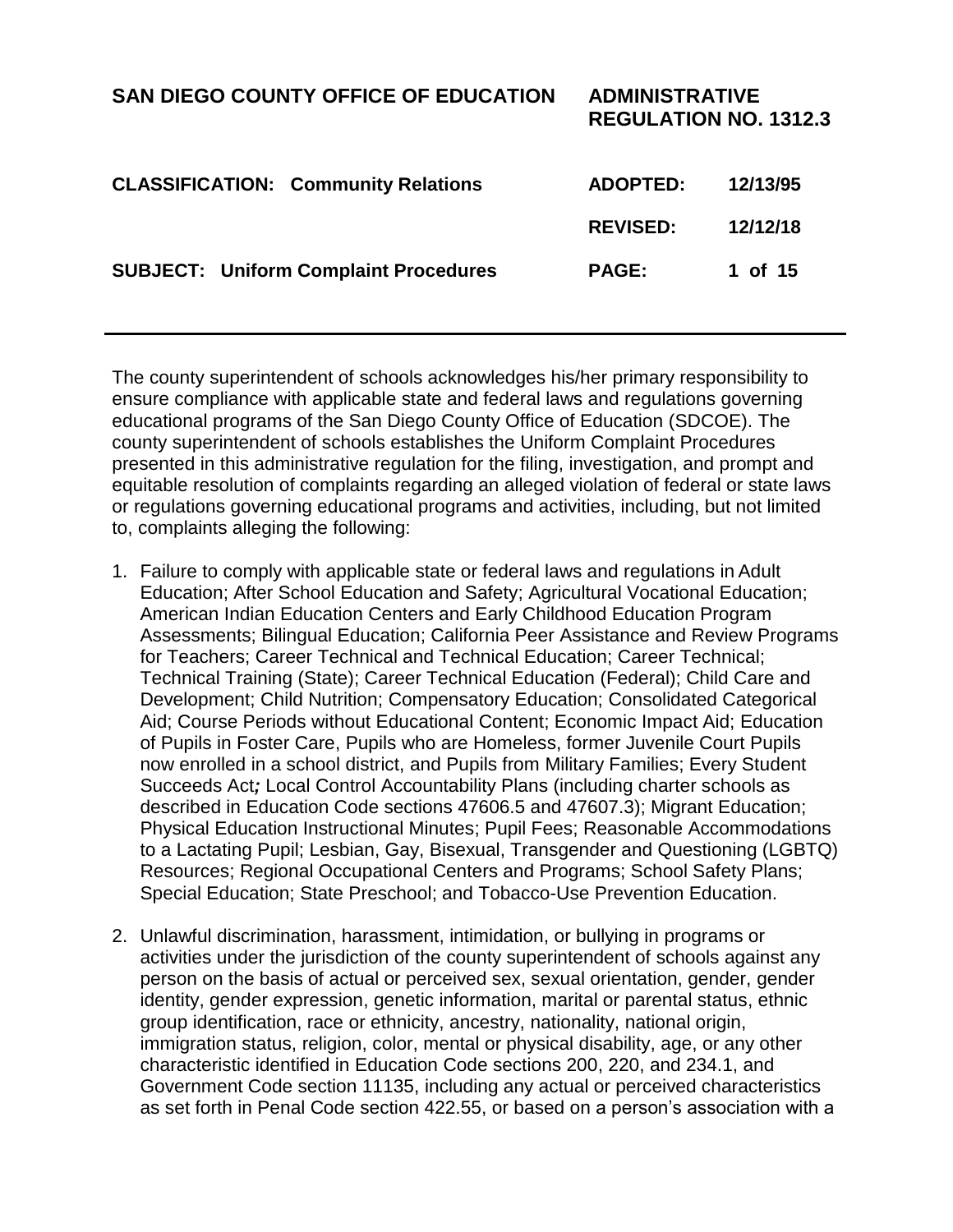**SAN DIEGO COUNTY OFFICE OF EDUCATION** **ADMINISTRATIVE REGULATION NO. 1312.3**

| | | |
|---|---|---|
| **CLASSIFICATION: Community Relations** | **ADOPTED:** | **12/13/95** |
| | **REVISED:** | **12/12/18** |
| **SUBJECT: Uniform Complaint Procedures** | | |

---

The county superintendent of schools acknowledges his/her primary responsibility to ensure compliance with applicable state and federal laws and regulations governing educational programs of the San Diego County Office of Education (SDCOE). The county superintendent of schools establishes the Uniform Complaint Procedures presented in this administrative regulation for the filing, investigation, and prompt and equitable resolution of complaints regarding an alleged violation of federal or state laws or regulations governing educational programs and activities, including, but not limited to, complaints alleging the following:

1. Failure to comply with applicable state or federal laws and regulations in Adult Education; After School Education and Safety; Agricultural Vocational Education; American Indian Education Centers and Early Childhood Education Program Assessments; Bilingual Education; California Peer Assistance and Review Programs for Teachers; Career Technical and Technical Education; Career Technical; Technical Training (State); Career Technical Education (Federal); Child Care and Development; Child Nutrition; Compensatory Education; Consolidated Categorical Aid; Course Periods without Educational Content; Economic Impact Aid; Education of Pupils in Foster Care, Pupils who are Homeless, former Juvenile Court Pupils now enrolled in a school district, and Pupils from Military Families; Every Student Succeeds Act***;*** Local Control Accountability Plans (including charter schools as described in Education Code sections 47606.5 and 47607.3); Migrant Education; Physical Education Instructional Minutes; Pupil Fees; Reasonable Accommodations to a Lactating Pupil; Lesbian, Gay, Bisexual, Transgender and Questioning (LGBTQ) Resources; Regional Occupational Centers and Programs; School Safety Plans; Special Education; State Preschool; and Tobacco-Use Prevention Education.

2. Unlawful discrimination, harassment, intimidation, or bullying in programs or activities under the jurisdiction of the county superintendent of schools against any person on the basis of actual or perceived sex, sexual orientation, gender, gender identity, gender expression, genetic information, marital or parental status, ethnic group identification, race or ethnicity, ancestry, nationality, national origin, immigration status, religion, color, mental or physical disability, age, or any other characteristic identified in Education Code sections 200, 220, and 234.1, and Government Code section 11135, including any actual or perceived characteristics as set forth in Penal Code section 422.55, or based on a person's association with a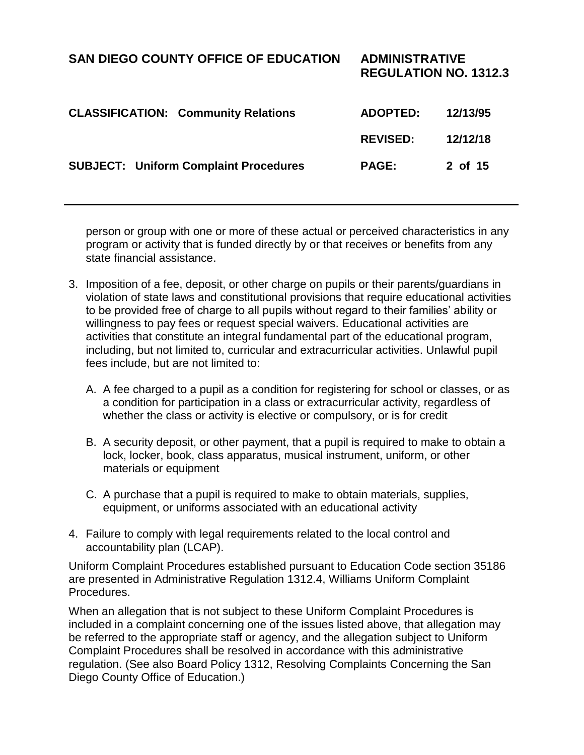person or group with one or more of these actual or perceived characteristics in any program or activity that is funded directly by or that receives or benefits from any state financial assistance.

3. Imposition of a fee, deposit, or other charge on pupils or their parents/guardians in violation of state laws and constitutional provisions that require educational activities to be provided free of charge to all pupils without regard to their families' ability or willingness to pay fees or request special waivers. Educational activities are activities that constitute an integral fundamental part of the educational program, including, but not limited to, curricular and extracurricular activities. Unlawful pupil fees include, but are not limited to:

   A. A fee charged to a pupil as a condition for registering for school or classes, or as a condition for participation in a class or extracurricular activity, regardless of whether the class or activity is elective or compulsory, or is for credit

   B. A security deposit, or other payment, that a pupil is required to make to obtain a lock, locker, book, class apparatus, musical instrument, uniform, or other materials or equipment

   C. A purchase that a pupil is required to make to obtain materials, supplies, equipment, or uniforms associated with an educational activity

4. Failure to comply with legal requirements related to the local control and accountability plan (LCAP).

Uniform Complaint Procedures established pursuant to Education Code section 35186 are presented in Administrative Regulation 1312.4, Williams Uniform Complaint Procedures.

When an allegation that is not subject to these Uniform Complaint Procedures is included in a complaint concerning one of the issues listed above, that allegation may be referred to the appropriate staff or agency, and the allegation subject to Uniform Complaint Procedures shall be resolved in accordance with this administrative regulation. (See also Board Policy 1312, Resolving Complaints Concerning the San Diego County Office of Education.)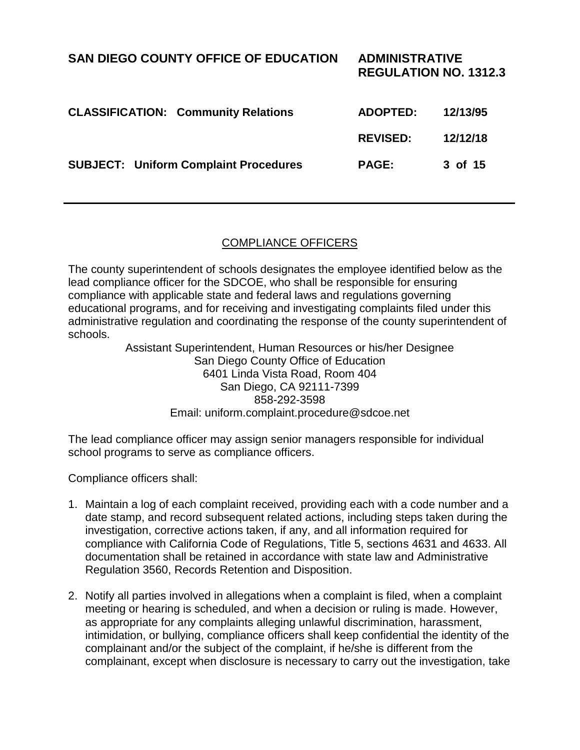## COMPLIANCE OFFICERS

The county superintendent of schools designates the employee identified below as the lead compliance officer for the SDCOE, who shall be responsible for ensuring compliance with applicable state and federal laws and regulations governing educational programs, and for receiving and investigating complaints filed under this administrative regulation and coordinating the response of the county superintendent of schools.

Assistant Superintendent, Human Resources or his/her Designee
San Diego County Office of Education
6401 Linda Vista Road, Room 404
San Diego, CA 92111-7399
858-292-3598
Email: uniform.complaint.procedure@sdcoe.net

The lead compliance officer may assign senior managers responsible for individual school programs to serve as compliance officers.

Compliance officers shall:

1. Maintain a log of each complaint received, providing each with a code number and a date stamp, and record subsequent related actions, including steps taken during the investigation, corrective actions taken, if any, and all information required for compliance with California Code of Regulations, Title 5, sections 4631 and 4633. All documentation shall be retained in accordance with state law and Administrative Regulation 3560, Records Retention and Disposition.

2. Notify all parties involved in allegations when a complaint is filed, when a complaint meeting or hearing is scheduled, and when a decision or ruling is made. However, as appropriate for any complaints alleging unlawful discrimination, harassment, intimidation, or bullying, compliance officers shall keep confidential the identity of the complainant and/or the subject of the complaint, if he/she is different from the complainant, except when disclosure is necessary to carry out the investigation, take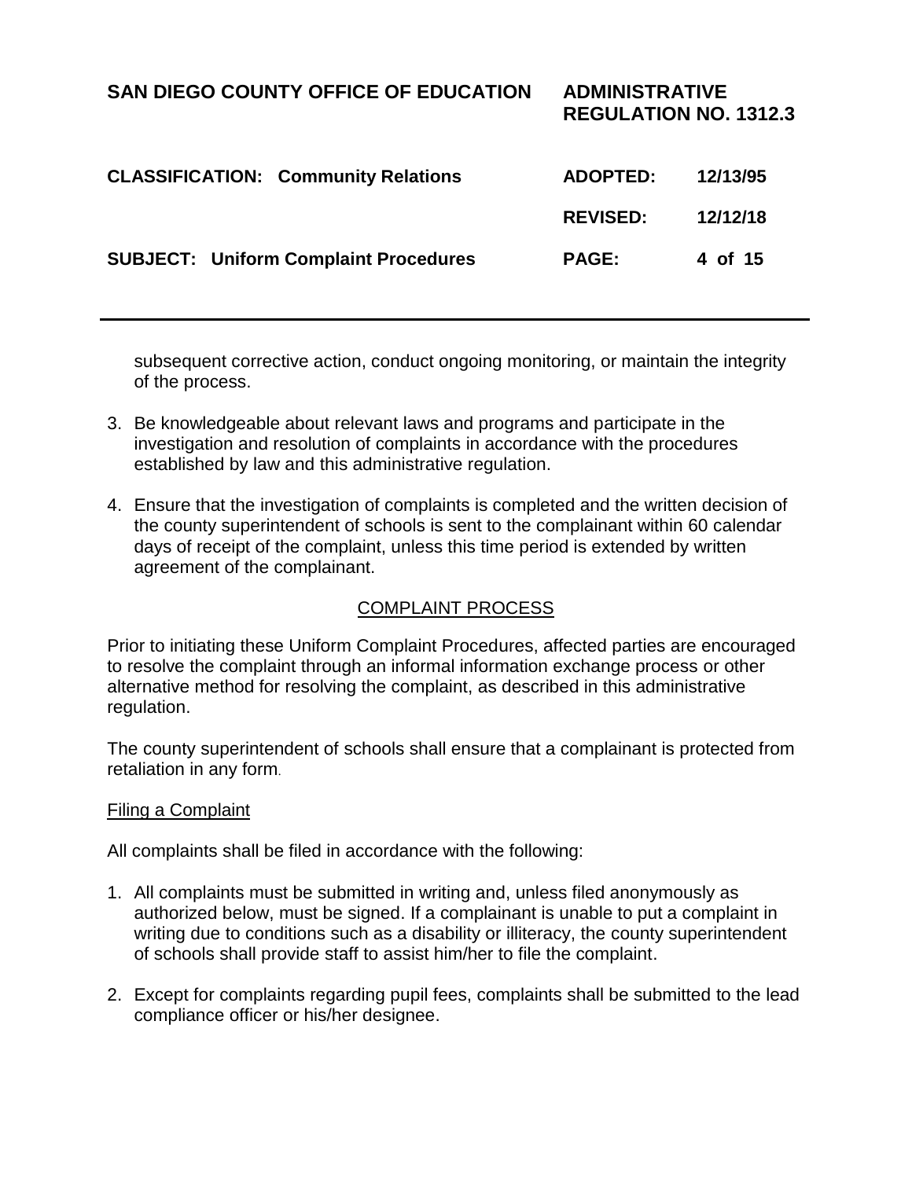subsequent corrective action, conduct ongoing monitoring, or maintain the integrity of the process.

3. Be knowledgeable about relevant laws and programs and participate in the investigation and resolution of complaints in accordance with the procedures established by law and this administrative regulation.

4. Ensure that the investigation of complaints is completed and the written decision of the county superintendent of schools is sent to the complainant within 60 calendar days of receipt of the complaint, unless this time period is extended by written agreement of the complainant.

## COMPLAINT PROCESS

Prior to initiating these Uniform Complaint Procedures, affected parties are encouraged to resolve the complaint through an informal information exchange process or other alternative method for resolving the complaint, as described in this administrative regulation.

The county superintendent of schools shall ensure that a complainant is protected from retaliation in any form.

### Filing a Complaint

All complaints shall be filed in accordance with the following:

1. All complaints must be submitted in writing and, unless filed anonymously as authorized below, must be signed. If a complainant is unable to put a complaint in writing due to conditions such as a disability or illiteracy, the county superintendent of schools shall provide staff to assist him/her to file the complaint.

2. Except for complaints regarding pupil fees, complaints shall be submitted to the lead compliance officer or his/her designee.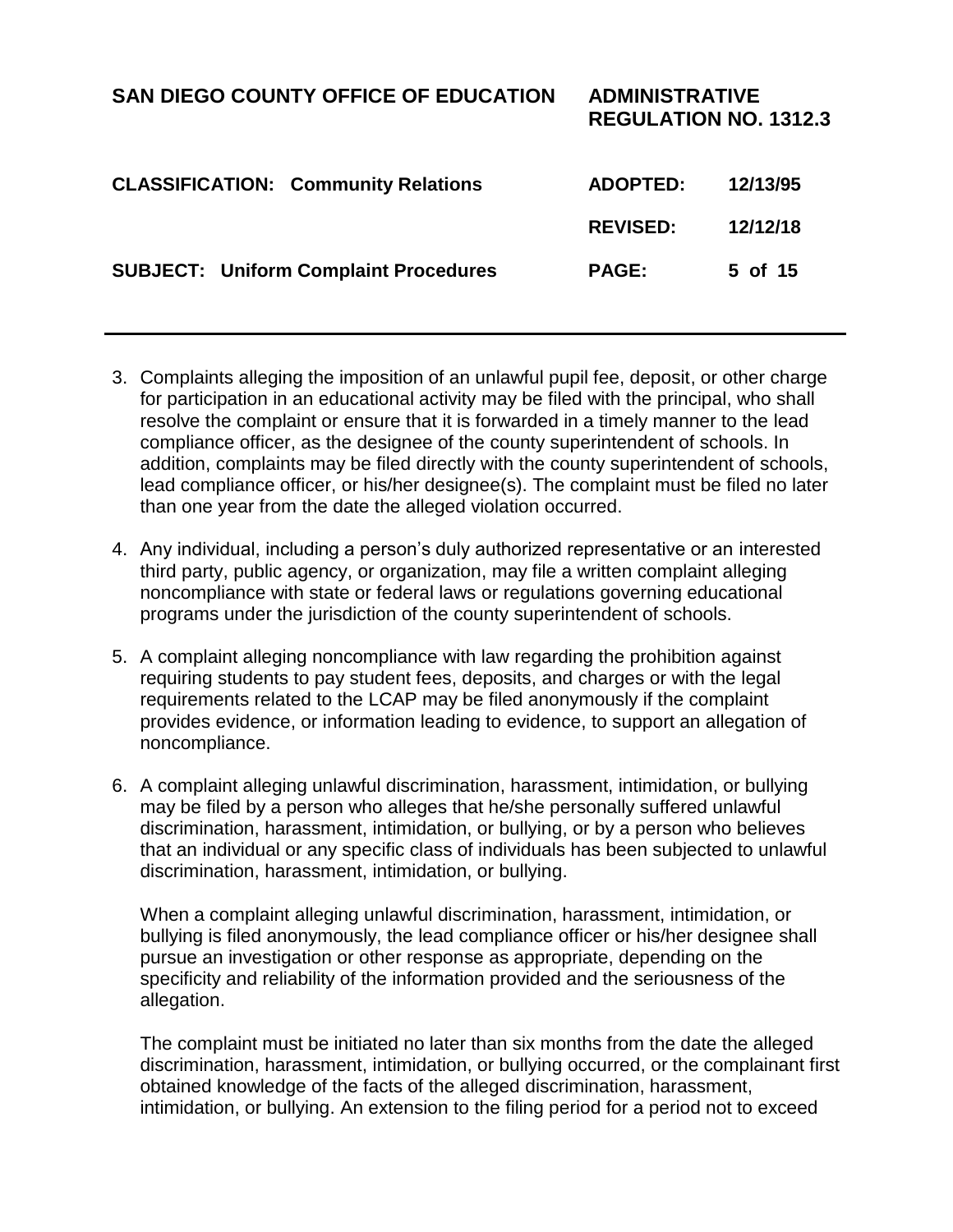3. Complaints alleging the imposition of an unlawful pupil fee, deposit, or other charge for participation in an educational activity may be filed with the principal, who shall resolve the complaint or ensure that it is forwarded in a timely manner to the lead compliance officer, as the designee of the county superintendent of schools. In addition, complaints may be filed directly with the county superintendent of schools, lead compliance officer, or his/her designee(s). The complaint must be filed no later than one year from the date the alleged violation occurred.

4. Any individual, including a person's duly authorized representative or an interested third party, public agency, or organization, may file a written complaint alleging noncompliance with state or federal laws or regulations governing educational programs under the jurisdiction of the county superintendent of schools.

5. A complaint alleging noncompliance with law regarding the prohibition against requiring students to pay student fees, deposits, and charges or with the legal requirements related to the LCAP may be filed anonymously if the complaint provides evidence, or information leading to evidence, to support an allegation of noncompliance.

6. A complaint alleging unlawful discrimination, harassment, intimidation, or bullying may be filed by a person who alleges that he/she personally suffered unlawful discrimination, harassment, intimidation, or bullying, or by a person who believes that an individual or any specific class of individuals has been subjected to unlawful discrimination, harassment, intimidation, or bullying.

   When a complaint alleging unlawful discrimination, harassment, intimidation, or bullying is filed anonymously, the lead compliance officer or his/her designee shall pursue an investigation or other response as appropriate, depending on the specificity and reliability of the information provided and the seriousness of the allegation.

   The complaint must be initiated no later than six months from the date the alleged discrimination, harassment, intimidation, or bullying occurred, or the complainant first obtained knowledge of the facts of the alleged discrimination, harassment, intimidation, or bullying. An extension to the filing period for a period not to exceed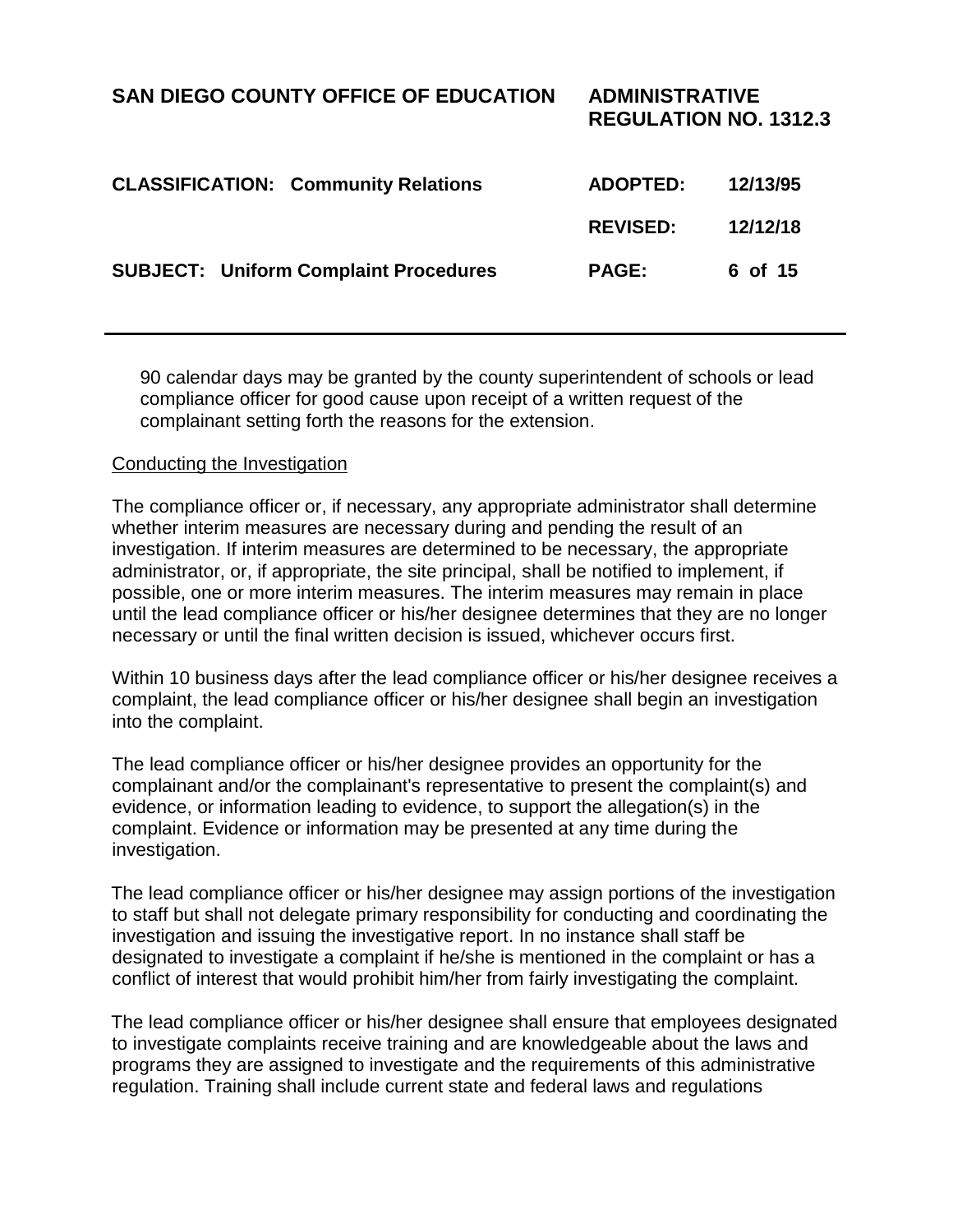90 calendar days may be granted by the county superintendent of schools or lead compliance officer for good cause upon receipt of a written request of the complainant setting forth the reasons for the extension.

<u>Conducting the Investigation</u>

The compliance officer or, if necessary, any appropriate administrator shall determine whether interim measures are necessary during and pending the result of an investigation. If interim measures are determined to be necessary, the appropriate administrator, or, if appropriate, the site principal, shall be notified to implement, if possible, one or more interim measures. The interim measures may remain in place until the lead compliance officer or his/her designee determines that they are no longer necessary or until the final written decision is issued, whichever occurs first.

Within 10 business days after the lead compliance officer or his/her designee receives a complaint, the lead compliance officer or his/her designee shall begin an investigation into the complaint.

The lead compliance officer or his/her designee provides an opportunity for the complainant and/or the complainant's representative to present the complaint(s) and evidence, or information leading to evidence, to support the allegation(s) in the complaint. Evidence or information may be presented at any time during the investigation.

The lead compliance officer or his/her designee may assign portions of the investigation to staff but shall not delegate primary responsibility for conducting and coordinating the investigation and issuing the investigative report. In no instance shall staff be designated to investigate a complaint if he/she is mentioned in the complaint or has a conflict of interest that would prohibit him/her from fairly investigating the complaint.

The lead compliance officer or his/her designee shall ensure that employees designated to investigate complaints receive training and are knowledgeable about the laws and programs they are assigned to investigate and the requirements of this administrative regulation. Training shall include current state and federal laws and regulations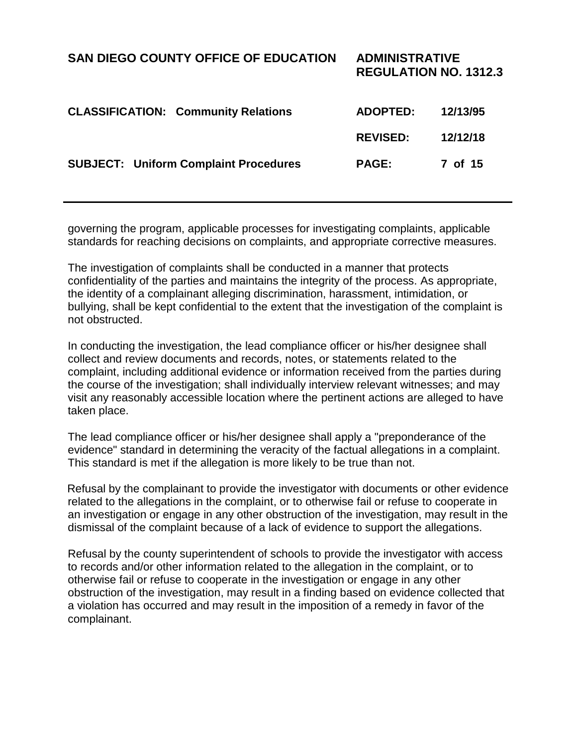governing the program, applicable processes for investigating complaints, applicable standards for reaching decisions on complaints, and appropriate corrective measures.

The investigation of complaints shall be conducted in a manner that protects confidentiality of the parties and maintains the integrity of the process. As appropriate, the identity of a complainant alleging discrimination, harassment, intimidation, or bullying, shall be kept confidential to the extent that the investigation of the complaint is not obstructed.

In conducting the investigation, the lead compliance officer or his/her designee shall collect and review documents and records, notes, or statements related to the complaint, including additional evidence or information received from the parties during the course of the investigation; shall individually interview relevant witnesses; and may visit any reasonably accessible location where the pertinent actions are alleged to have taken place.

The lead compliance officer or his/her designee shall apply a "preponderance of the evidence" standard in determining the veracity of the factual allegations in a complaint. This standard is met if the allegation is more likely to be true than not.

Refusal by the complainant to provide the investigator with documents or other evidence related to the allegations in the complaint, or to otherwise fail or refuse to cooperate in an investigation or engage in any other obstruction of the investigation, may result in the dismissal of the complaint because of a lack of evidence to support the allegations.

Refusal by the county superintendent of schools to provide the investigator with access to records and/or other information related to the allegation in the complaint, or to otherwise fail or refuse to cooperate in the investigation or engage in any other obstruction of the investigation, may result in a finding based on evidence collected that a violation has occurred and may result in the imposition of a remedy in favor of the complainant.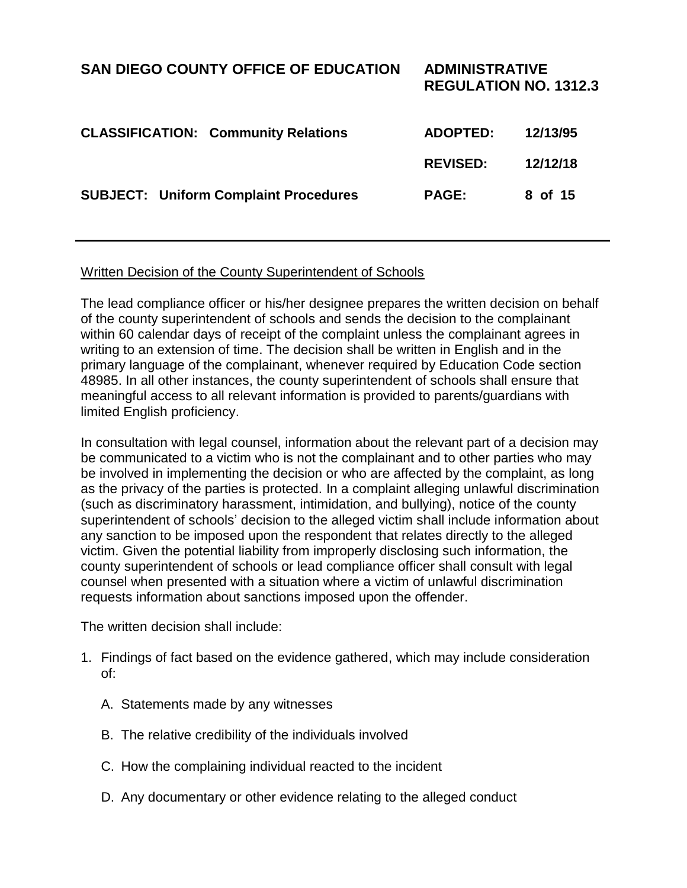Written Decision of the County Superintendent of Schools

The lead compliance officer or his/her designee prepares the written decision on behalf of the county superintendent of schools and sends the decision to the complainant within 60 calendar days of receipt of the complaint unless the complainant agrees in writing to an extension of time. The decision shall be written in English and in the primary language of the complainant, whenever required by Education Code section 48985. In all other instances, the county superintendent of schools shall ensure that meaningful access to all relevant information is provided to parents/guardians with limited English proficiency.

In consultation with legal counsel, information about the relevant part of a decision may be communicated to a victim who is not the complainant and to other parties who may be involved in implementing the decision or who are affected by the complaint, as long as the privacy of the parties is protected. In a complaint alleging unlawful discrimination (such as discriminatory harassment, intimidation, and bullying), notice of the county superintendent of schools' decision to the alleged victim shall include information about any sanction to be imposed upon the respondent that relates directly to the alleged victim. Given the potential liability from improperly disclosing such information, the county superintendent of schools or lead compliance officer shall consult with legal counsel when presented with a situation where a victim of unlawful discrimination requests information about sanctions imposed upon the offender.

The written decision shall include:

1. Findings of fact based on the evidence gathered, which may include consideration of:

   A. Statements made by any witnesses

   B. The relative credibility of the individuals involved

   C. How the complaining individual reacted to the incident

   D. Any documentary or other evidence relating to the alleged conduct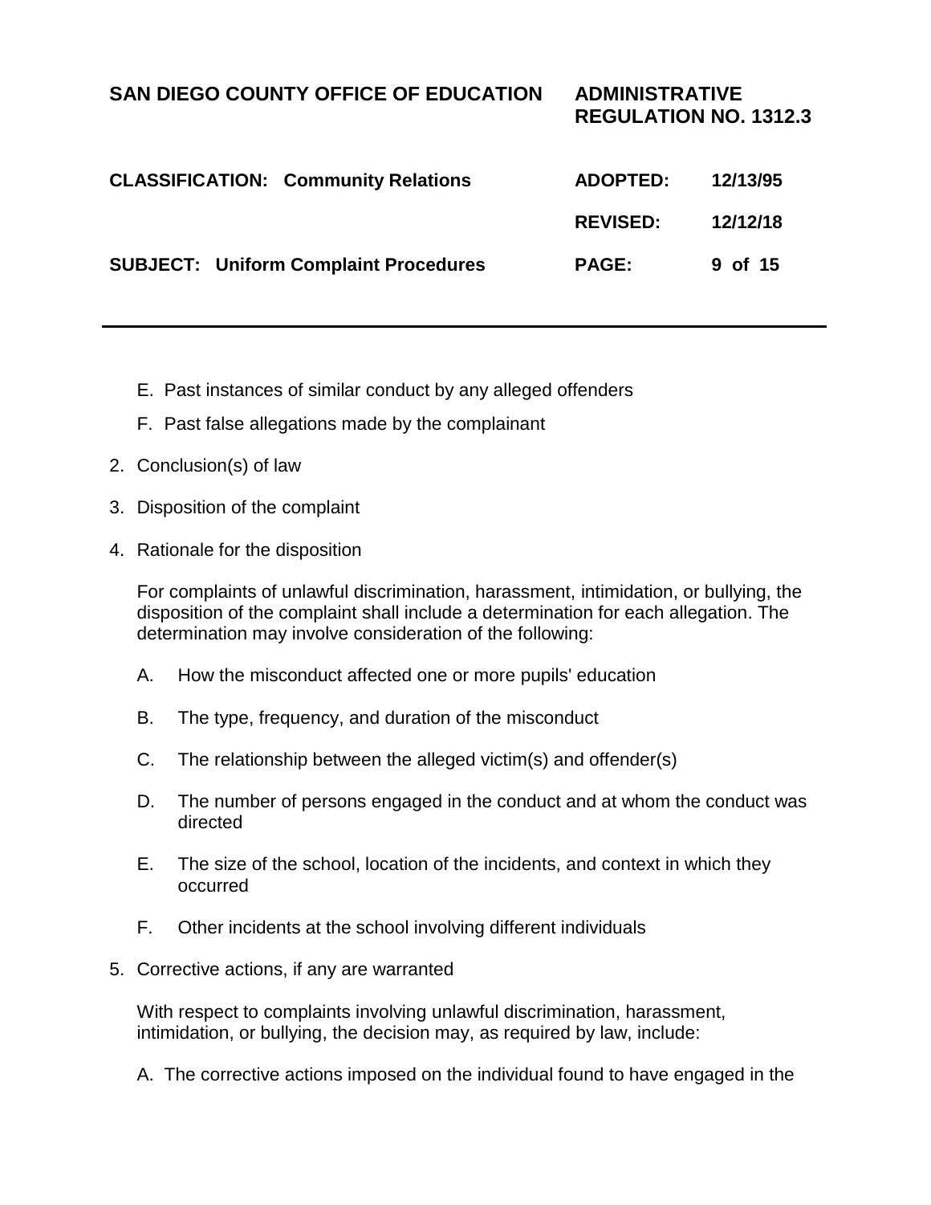E. Past instances of similar conduct by any alleged offenders

   F. Past false allegations made by the complainant

2. Conclusion(s) of law

3. Disposition of the complaint

4. Rationale for the disposition

   For complaints of unlawful discrimination, harassment, intimidation, or bullying, the disposition of the complaint shall include a determination for each allegation. The determination may involve consideration of the following:

   A. How the misconduct affected one or more pupils' education

   B. The type, frequency, and duration of the misconduct

   C. The relationship between the alleged victim(s) and offender(s)

   D. The number of persons engaged in the conduct and at whom the conduct was directed

   E. The size of the school, location of the incidents, and context in which they occurred

   F. Other incidents at the school involving different individuals

5. Corrective actions, if any are warranted

   With respect to complaints involving unlawful discrimination, harassment, intimidation, or bullying, the decision may, as required by law, include:

   A. The corrective actions imposed on the individual found to have engaged in the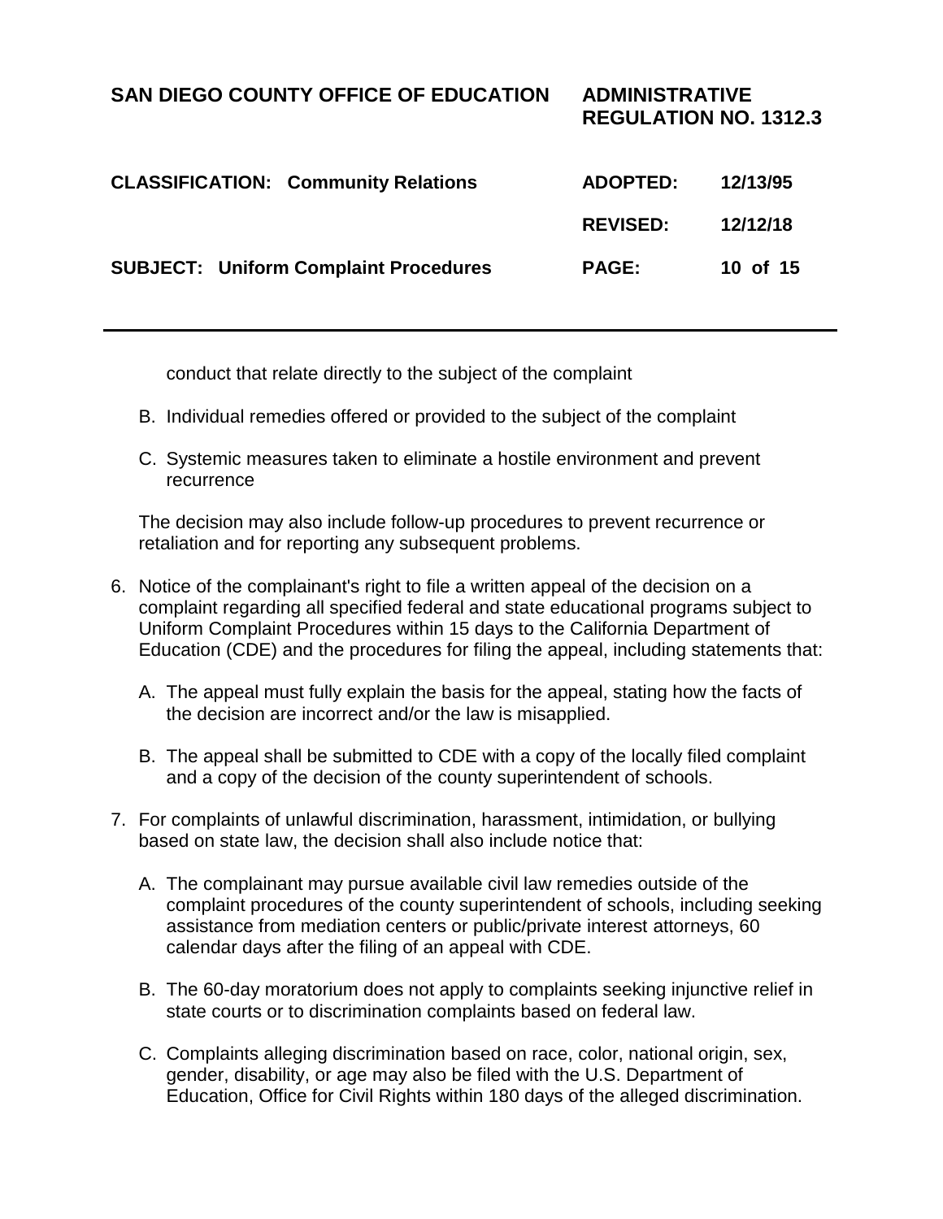conduct that relate directly to the subject of the complaint

B. Individual remedies offered or provided to the subject of the complaint

C. Systemic measures taken to eliminate a hostile environment and prevent recurrence

The decision may also include follow-up procedures to prevent recurrence or retaliation and for reporting any subsequent problems.

6. Notice of the complainant's right to file a written appeal of the decision on a complaint regarding all specified federal and state educational programs subject to Uniform Complaint Procedures within 15 days to the California Department of Education (CDE) and the procedures for filing the appeal, including statements that:

   A. The appeal must fully explain the basis for the appeal, stating how the facts of the decision are incorrect and/or the law is misapplied.

   B. The appeal shall be submitted to CDE with a copy of the locally filed complaint and a copy of the decision of the county superintendent of schools.

7. For complaints of unlawful discrimination, harassment, intimidation, or bullying based on state law, the decision shall also include notice that:

   A. The complainant may pursue available civil law remedies outside of the complaint procedures of the county superintendent of schools, including seeking assistance from mediation centers or public/private interest attorneys, 60 calendar days after the filing of an appeal with CDE.

   B. The 60-day moratorium does not apply to complaints seeking injunctive relief in state courts or to discrimination complaints based on federal law.

   C. Complaints alleging discrimination based on race, color, national origin, sex, gender, disability, or age may also be filed with the U.S. Department of Education, Office for Civil Rights within 180 days of the alleged discrimination.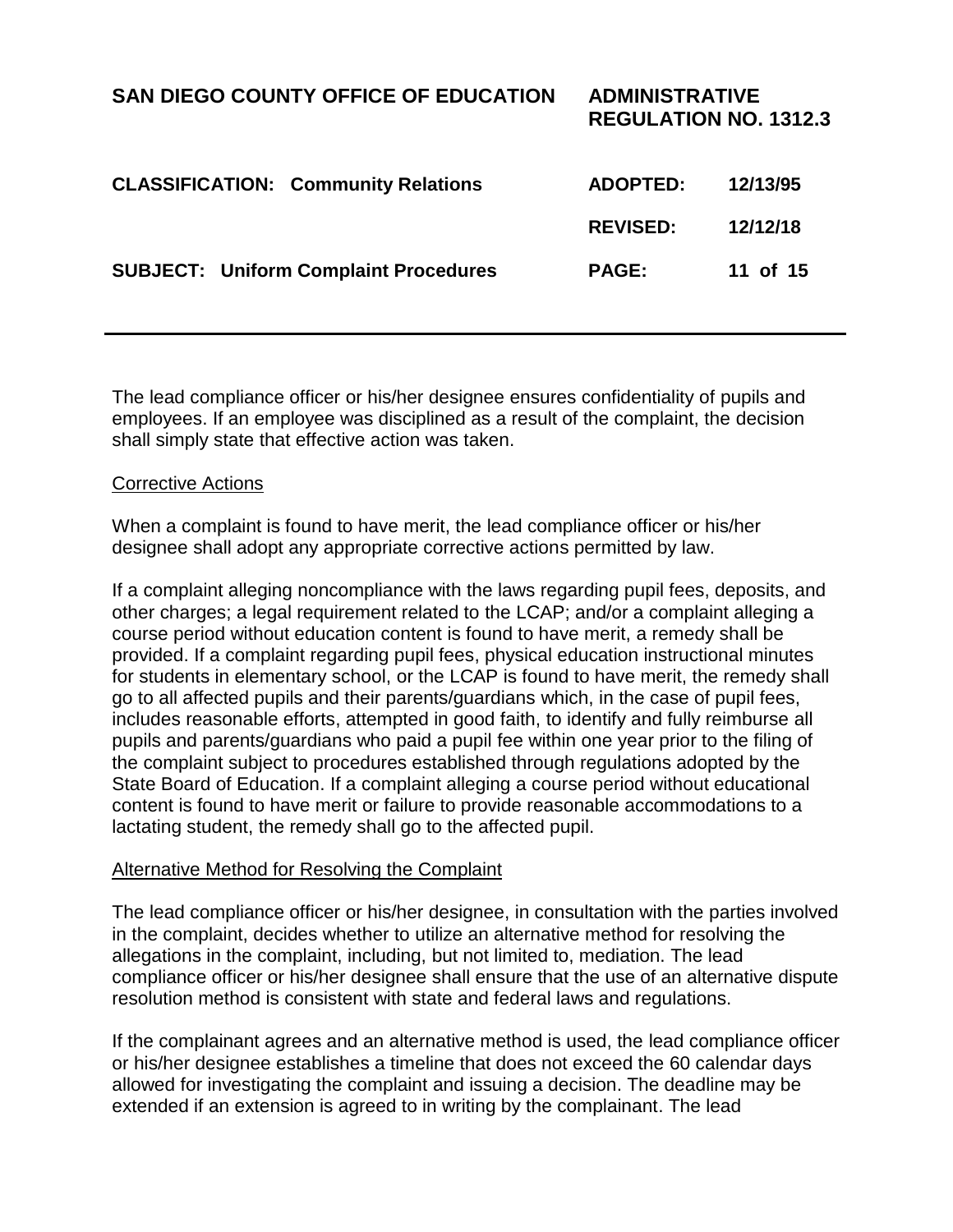The lead compliance officer or his/her designee ensures confidentiality of pupils and employees. If an employee was disciplined as a result of the complaint, the decision shall simply state that effective action was taken.

<u>Corrective Actions</u>

When a complaint is found to have merit, the lead compliance officer or his/her designee shall adopt any appropriate corrective actions permitted by law.

If a complaint alleging noncompliance with the laws regarding pupil fees, deposits, and other charges; a legal requirement related to the LCAP; and/or a complaint alleging a course period without education content is found to have merit, a remedy shall be provided. If a complaint regarding pupil fees, physical education instructional minutes for students in elementary school, or the LCAP is found to have merit, the remedy shall go to all affected pupils and their parents/guardians which, in the case of pupil fees, includes reasonable efforts, attempted in good faith, to identify and fully reimburse all pupils and parents/guardians who paid a pupil fee within one year prior to the filing of the complaint subject to procedures established through regulations adopted by the State Board of Education. If a complaint alleging a course period without educational content is found to have merit or failure to provide reasonable accommodations to a lactating student, the remedy shall go to the affected pupil.

<u>Alternative Method for Resolving the Complaint</u>

The lead compliance officer or his/her designee, in consultation with the parties involved in the complaint, decides whether to utilize an alternative method for resolving the allegations in the complaint, including, but not limited to, mediation. The lead compliance officer or his/her designee shall ensure that the use of an alternative dispute resolution method is consistent with state and federal laws and regulations.

If the complainant agrees and an alternative method is used, the lead compliance officer or his/her designee establishes a timeline that does not exceed the 60 calendar days allowed for investigating the complaint and issuing a decision. The deadline may be extended if an extension is agreed to in writing by the complainant. The lead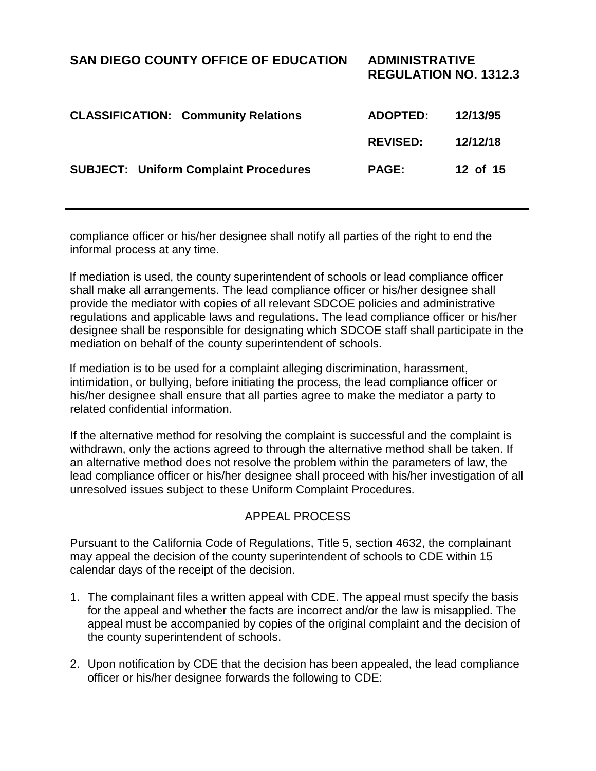compliance officer or his/her designee shall notify all parties of the right to end the informal process at any time.

If mediation is used, the county superintendent of schools or lead compliance officer shall make all arrangements. The lead compliance officer or his/her designee shall provide the mediator with copies of all relevant SDCOE policies and administrative regulations and applicable laws and regulations. The lead compliance officer or his/her designee shall be responsible for designating which SDCOE staff shall participate in the mediation on behalf of the county superintendent of schools.

If mediation is to be used for a complaint alleging discrimination, harassment, intimidation, or bullying, before initiating the process, the lead compliance officer or his/her designee shall ensure that all parties agree to make the mediator a party to related confidential information.

If the alternative method for resolving the complaint is successful and the complaint is withdrawn, only the actions agreed to through the alternative method shall be taken. If an alternative method does not resolve the problem within the parameters of law, the lead compliance officer or his/her designee shall proceed with his/her investigation of all unresolved issues subject to these Uniform Complaint Procedures.

## APPEAL PROCESS

Pursuant to the California Code of Regulations, Title 5, section 4632, the complainant may appeal the decision of the county superintendent of schools to CDE within 15 calendar days of the receipt of the decision.

1. The complainant files a written appeal with CDE. The appeal must specify the basis for the appeal and whether the facts are incorrect and/or the law is misapplied. The appeal must be accompanied by copies of the original complaint and the decision of the county superintendent of schools.

2. Upon notification by CDE that the decision has been appealed, the lead compliance officer or his/her designee forwards the following to CDE: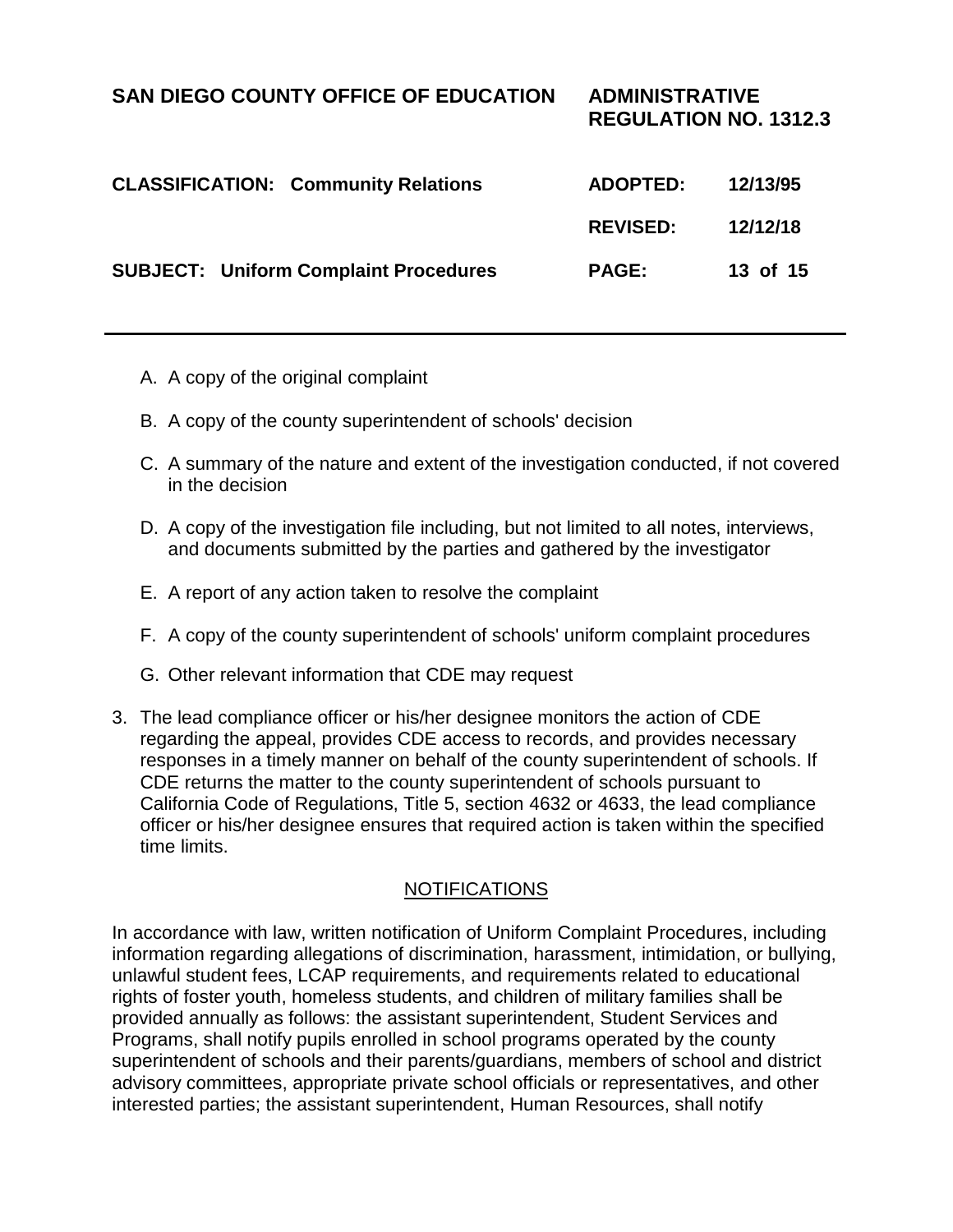A. A copy of the original complaint

B. A copy of the county superintendent of schools' decision

C. A summary of the nature and extent of the investigation conducted, if not covered in the decision

D. A copy of the investigation file including, but not limited to all notes, interviews, and documents submitted by the parties and gathered by the investigator

E. A report of any action taken to resolve the complaint

F. A copy of the county superintendent of schools' uniform complaint procedures

G. Other relevant information that CDE may request

3. The lead compliance officer or his/her designee monitors the action of CDE regarding the appeal, provides CDE access to records, and provides necessary responses in a timely manner on behalf of the county superintendent of schools. If CDE returns the matter to the county superintendent of schools pursuant to California Code of Regulations, Title 5, section 4632 or 4633, the lead compliance officer or his/her designee ensures that required action is taken within the specified time limits.

## NOTIFICATIONS

In accordance with law, written notification of Uniform Complaint Procedures, including information regarding allegations of discrimination, harassment, intimidation, or bullying, unlawful student fees, LCAP requirements, and requirements related to educational rights of foster youth, homeless students, and children of military families shall be provided annually as follows: the assistant superintendent, Student Services and Programs, shall notify pupils enrolled in school programs operated by the county superintendent of schools and their parents/guardians, members of school and district advisory committees, appropriate private school officials or representatives, and other interested parties; the assistant superintendent, Human Resources, shall notify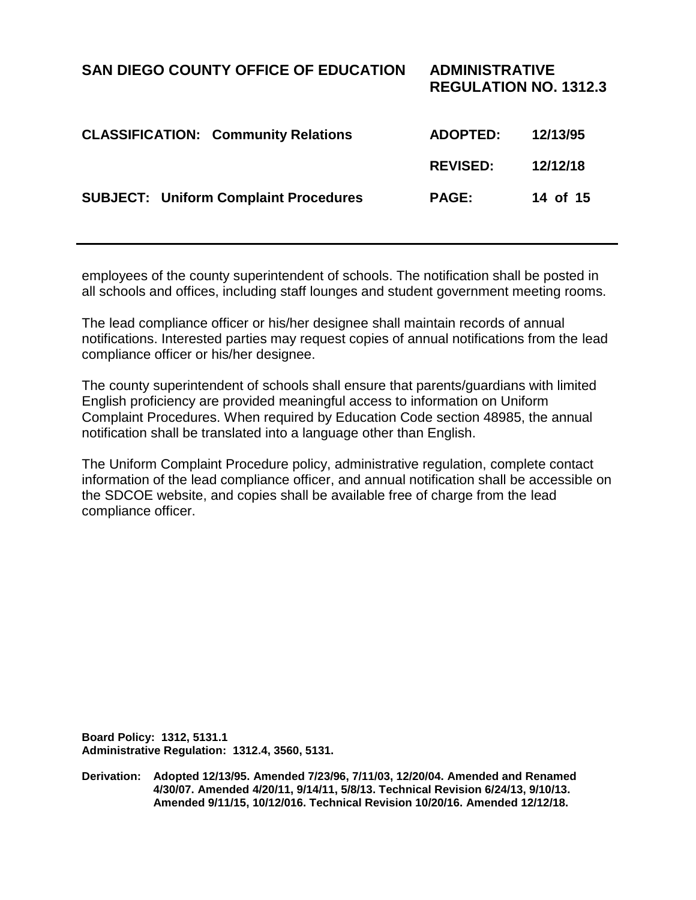employees of the county superintendent of schools. The notification shall be posted in all schools and offices, including staff lounges and student government meeting rooms.

The lead compliance officer or his/her designee shall maintain records of annual notifications. Interested parties may request copies of annual notifications from the lead compliance officer or his/her designee.

The county superintendent of schools shall ensure that parents/guardians with limited English proficiency are provided meaningful access to information on Uniform Complaint Procedures. When required by Education Code section 48985, the annual notification shall be translated into a language other than English.

The Uniform Complaint Procedure policy, administrative regulation, complete contact information of the lead compliance officer, and annual notification shall be accessible on the SDCOE website, and copies shall be available free of charge from the lead compliance officer.

**Board Policy: 1312, 5131.1**
**Administrative Regulation: 1312.4, 3560, 5131.**

**Derivation: Adopted 12/13/95. Amended 7/23/96, 7/11/03, 12/20/04. Amended and Renamed 4/30/07. Amended 4/20/11, 9/14/11, 5/8/13. Technical Revision 6/24/13, 9/10/13. Amended 9/11/15, 10/12/016. Technical Revision 10/20/16. Amended 12/12/18.**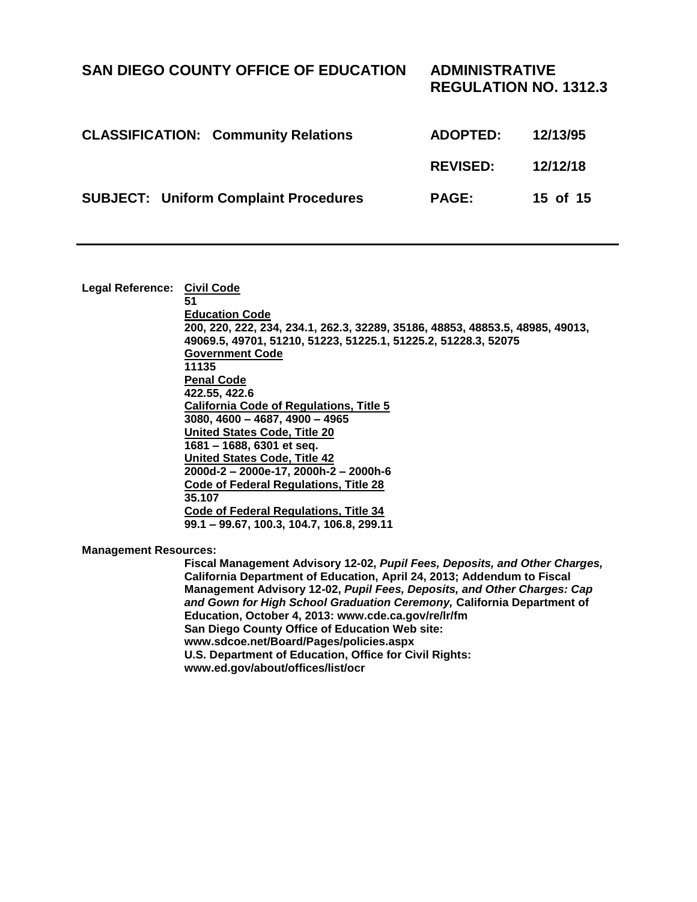**Legal Reference:** <u>**Civil Code**</u>
**51**
<u>**Education Code**</u>
**200, 220, 222, 234, 234.1, 262.3, 32289, 35186, 48853, 48853.5, 48985, 49013, 49069.5, 49701, 51210, 51223, 51225.1, 51225.2, 51228.3, 52075**
<u>**Government Code**</u>
**11135**
<u>**Penal Code**</u>
**422.55, 422.6**
<u>**California Code of Regulations, Title 5**</u>
**3080, 4600 – 4687, 4900 – 4965**
<u>**United States Code, Title 20**</u>
**1681 – 1688, 6301 et seq.**
<u>**United States Code, Title 42**</u>
**2000d-2 – 2000e-17, 2000h-2 – 2000h-6**
<u>**Code of Federal Regulations, Title 28**</u>
**35.107**
<u>**Code of Federal Regulations, Title 34**</u>
**99.1 – 99.67, 100.3, 104.7, 106.8, 299.11**

**Management Resources:**

**Fiscal Management Advisory 12-02, *Pupil Fees, Deposits, and Other Charges,* California Department of Education, April 24, 2013; Addendum to Fiscal Management Advisory 12-02, *Pupil Fees, Deposits, and Other Charges: Cap and Gown for High School Graduation Ceremony,* California Department of Education, October 4, 2013: www.cde.ca.gov/re/lr/fm**
**San Diego County Office of Education Web site: www.sdcoe.net/Board/Pages/policies.aspx**
**U.S. Department of Education, Office for Civil Rights: www.ed.gov/about/offices/list/ocr**